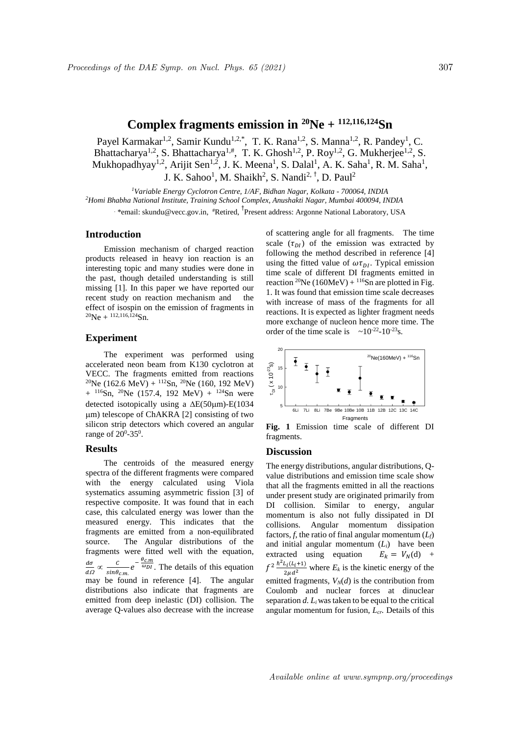# Complex fragments emission in $^{20}$Ne + $^{112,116,124}$Sn

Payel Karmakar[1,2], Samir Kundu[1,2,*], T. K. Rana[1,2], S. Manna[1,2], R. Pandey[1], C. Bhattacharya[1,2], S. Bhattacharya[1,#], T. K. Ghosh[1,2], P. Roy[1,2], G. Mukherjee[1,2], S. Mukhopadhyay[1,2], Arijit Sen[1,2], J. K. Meena[1], S. Dalal[1], A. K. Saha[1], R. M. Saha[1], J. K. Sahoo[1], M. Shaikh[2], S. Nandi[2,†], D. Paul[2]

[1]*Variable Energy Cyclotron Centre, 1/AF, Bidhan Nagar, Kolkata - 700064, INDIA*
[2]*Homi Bhabha National Institute, Training School Complex, Anushakti Nagar, Mumbai 400094, INDIA*

*email: skundu@vecc.gov.in, #Retired, †Present address: Argonne National Laboratory, USA

## Introduction

Emission mechanism of charged reaction products released in heavy ion reaction is an interesting topic and many studies were done in the past, though detailed understanding is still missing [1]. In this paper we have reported our recent study on reaction mechanism and the effect of isospin on the emission of fragments in $^{20}$Ne + $^{112,116,124}$Sn.

## Experiment

The experiment was performed using accelerated neon beam from K130 cyclotron at VECC. The fragments emitted from reactions $^{20}$Ne (162.6 MeV) + $^{112}$Sn, $^{20}$Ne (160, 192 MeV) + $^{116}$Sn, $^{20}$Ne (157.4, 192 MeV) + $^{124}$Sn were detected isotopically using a ΔE(50μm)-E(1034 μm) telescope of ChAKRA [2] consisting of two silicon strip detectors which covered an angular range of $20^0$-$35^0$.

## Results

The centroids of the measured energy spectra of the different fragments were compared with the energy calculated using Viola systematics assuming asymmetric fission [3] of respective composite. It was found that in each case, this calculated energy was lower than the measured energy. This indicates that the fragments are emitted from a non-equilibrated source. The Angular distributions of the fragments were fitted well with the equation, $\frac{d\sigma}{d\Omega} \propto \frac{C}{\sin\theta_{c.m.}} e^{-\frac{\theta_{c.m}}{\omega_{DI}}}$. The details of this equation may be found in reference [4]. The angular distributions also indicate that fragments are emitted from deep inelastic (DI) collision. The average Q-values also decrease with the increase of scattering angle for all fragments. The time scale ($\tau_{DI}$) of the emission was extracted by following the method described in reference [4] using the fitted value of $\omega\tau_{DI}$. Typical emission time scale of different DI fragments emitted in reaction $^{20}$Ne (160MeV) + $^{116}$Sn are plotted in Fig. 1. It was found that emission time scale decreases with increase of mass of the fragments for all reactions. It is expected as lighter fragment needs more exchange of nucleon hence more time. The order of the time scale is $\sim10^{-22}$-$10^{-23}$s.

**Fig. 1** Emission time scale of different DI fragments.

## Discussion

The energy distributions, angular distributions, Q-value distributions and emission time scale show that all the fragments emitted in all the reactions under present study are originated primarily from DI collision. Similar to energy, angular momentum is also not fully dissipated in DI collisions. Angular momentum dissipation factors, $f$, the ratio of final angular momentum ($L_f$) and initial angular momentum ($L_i$) have been extracted using equation $E_k = V_N(d) + f^2 \frac{\hbar^2 L_i(L_i+1)}{2\mu d^2}$ where $E_k$ is the kinetic energy of the emitted fragments, $V_N(d)$ is the contribution from Coulomb and nuclear forces at dinuclear separation $d$. $L_i$ was taken to be equal to the critical angular momentum for fusion, $L_{cr}$. Details of this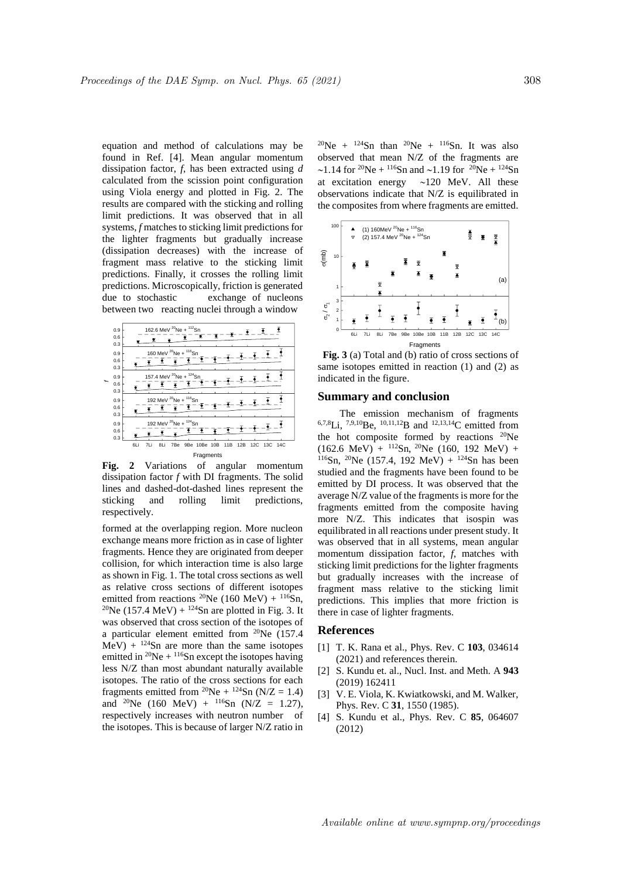equation and method of calculations may be found in Ref. [4]. Mean angular momentum dissipation factor, *f*, has been extracted using *d* calculated from the scission point configuration using Viola energy and plotted in Fig. 2. The results are compared with the sticking and rolling limit predictions. It was observed that in all systems, *f* matches to sticking limit predictions for the lighter fragments but gradually increase (dissipation decreases) with the increase of fragment mass relative to the sticking limit predictions. Finally, it crosses the rolling limit predictions. Microscopically, friction is generated due to stochastic exchange of nucleons between two reacting nuclei through a window

162.6 MeV $^{20}$Ne + $^{112}$Sn
160 MeV $^{20}$Ne + $^{116}$Sn
157.4 MeV $^{20}$Ne + $^{124}$Sn
192 MeV $^{20}$Ne + $^{116}$Sn
192 MeV $^{20}$Ne + $^{124}$Sn
f
0.9
0.6
0.3
6Li 7Li 8Li 7Be 9Be 10Be 10B 11B 12B 12C 13C 14C
Fragments

**Fig. 2** Variations of angular momentum dissipation factor *f* with DI fragments. The solid lines and dashed-dot-dashed lines represent the sticking and rolling limit predictions, respectively.

formed at the overlapping region. More nucleon exchange means more friction as in case of lighter fragments. Hence they are originated from deeper collision, for which interaction time is also large as shown in Fig. 1. The total cross sections as well as relative cross sections of different isotopes emitted from reactions $^{20}$Ne (160 MeV) + $^{116}$Sn, $^{20}$Ne (157.4 MeV) + $^{124}$Sn are plotted in Fig. 3. It was observed that cross section of the isotopes of a particular element emitted from $^{20}$Ne (157.4 MeV) + $^{124}$Sn are more than the same isotopes emitted in $^{20}$Ne + $^{116}$Sn except the isotopes having less N/Z than most abundant naturally available isotopes. The ratio of the cross sections for each fragments emitted from $^{20}$Ne + $^{124}$Sn (N/Z = 1.4) and $^{20}$Ne (160 MeV) + $^{116}$Sn (N/Z = 1.27), respectively increases with neutron number of the isotopes. This is because of larger N/Z ratio in $^{20}$Ne + $^{124}$Sn than $^{20}$Ne + $^{116}$Sn. It was also observed that mean N/Z of the fragments are ~1.14 for $^{20}$Ne + $^{116}$Sn and ~1.19 for $^{20}$Ne + $^{124}$Sn at excitation energy ~120 MeV. All these observations indicate that N/Z is equilibrated in the composites from where fragments are emitted.

(1) 160MeV $^{20}$Ne + $^{116}$Sn
(2) 157.4 MeV $^{20}$Ne + $^{124}$Sn
σ(mb)
100
10
1
(a)
$\sigma_2 / \sigma_1$
3
2
1
0
(b)
6Li 7Li 8Li 7Be 9Be 10Be 10B 11B 12B 12C 13C 14C
Fragments

**Fig. 3** (a) Total and (b) ratio of cross sections of same isotopes emitted in reaction (1) and (2) as indicated in the figure.

## Summary and conclusion

The emission mechanism of fragments $^{6,7,8}$Li, $^{7,9,10}$Be, $^{10,11,12}$B and $^{12,13,14}$C emitted from the hot composite formed by reactions $^{20}$Ne (162.6 MeV) + $^{112}$Sn, $^{20}$Ne (160, 192 MeV) + $^{116}$Sn, $^{20}$Ne (157.4, 192 MeV) + $^{124}$Sn has been studied and the fragments have been found to be emitted by DI process. It was observed that the average N/Z value of the fragments is more for the fragments emitted from the composite having more N/Z. This indicates that isospin was equilibrated in all reactions under present study. It was observed that in all systems, mean angular momentum dissipation factor, *f*, matches with sticking limit predictions for the lighter fragments but gradually increases with the increase of fragment mass relative to the sticking limit predictions. This implies that more friction is there in case of lighter fragments.

## References

[1] T. K. Rana et al., Phys. Rev. C **103**, 034614 (2021) and references therein.

[2] S. Kundu et. al., Nucl. Inst. and Meth. A **943** (2019) 162411

[3] V. E. Viola, K. Kwiatkowski, and M. Walker, Phys. Rev. C **31**, 1550 (1985).

[4] S. Kundu et al., Phys. Rev. C **85**, 064607 (2012)